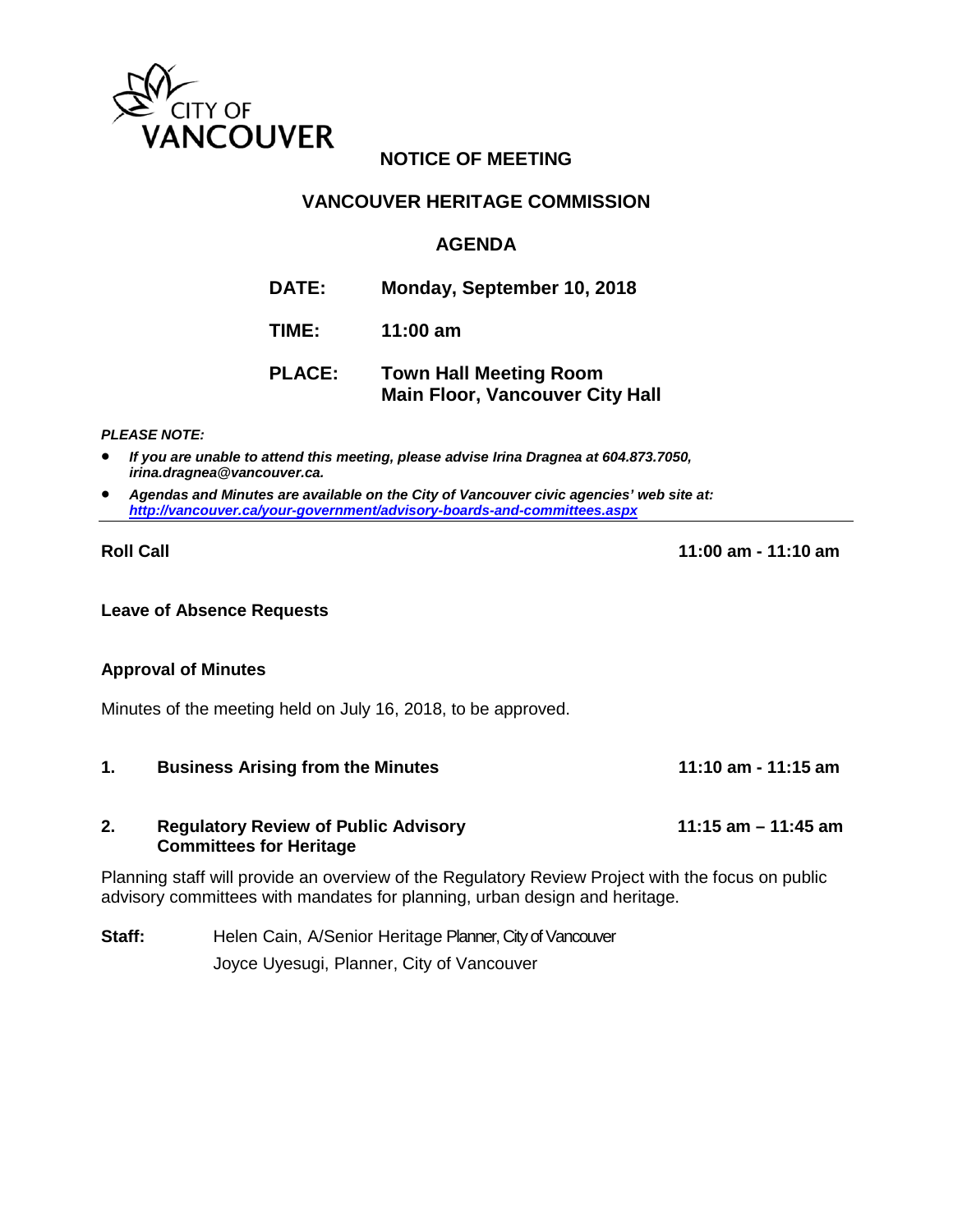CITY OF VANCOUVER

# NOTICE OF MEETING

## VANCOUVER HERITAGE COMMISSION

## AGENDA

**DATE:** Monday, September 10, 2018

**TIME:** 11:00 am

**PLACE:** Town Hall Meeting Room
Main Floor, Vancouver City Hall

***PLEASE NOTE:***

- ***If you are unable to attend this meeting, please advise Irina Dragnea at 604.873.7050, irina.dragnea@vancouver.ca.***
- ***Agendas and Minutes are available on the City of Vancouver civic agencies' web site at: http://vancouver.ca/your-government/advisory-boards-and-committees.aspx***

---

**Roll Call** — **11:00 am - 11:10 am**

**Leave of Absence Requests**

**Approval of Minutes**

Minutes of the meeting held on July 16, 2018, to be approved.

**1. Business Arising from the Minutes** — **11:10 am - 11:15 am**

**2. Regulatory Review of Public Advisory Committees for Heritage** — **11:15 am – 11:45 am**

Planning staff will provide an overview of the Regulatory Review Project with the focus on public advisory committees with mandates for planning, urban design and heritage.

**Staff:** Helen Cain, A/Senior Heritage Planner, City of Vancouver
Joyce Uyesugi, Planner, City of Vancouver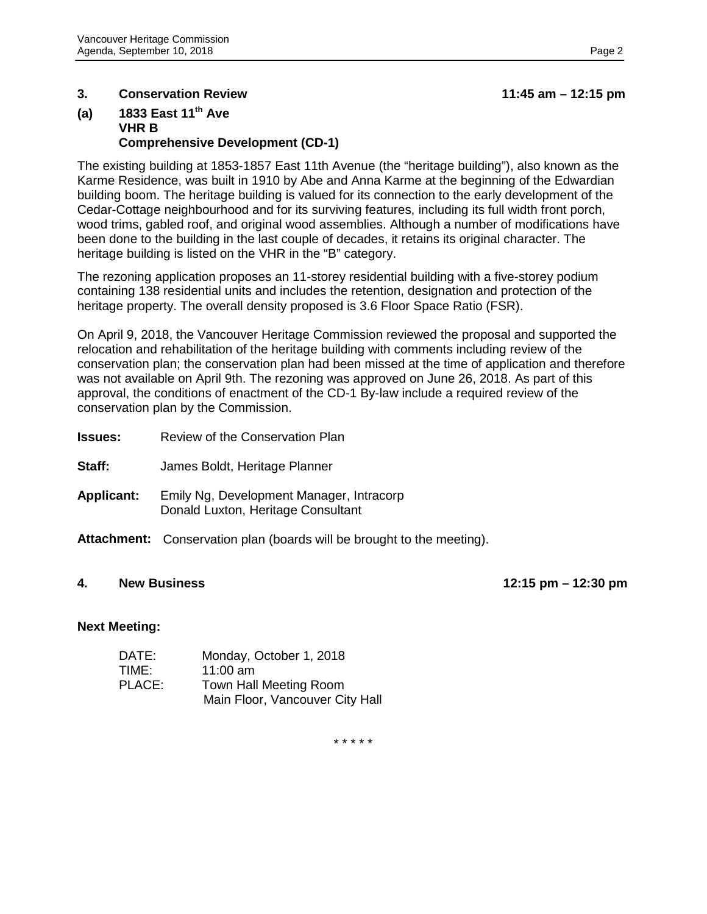## 3. Conservation Review 11:45 am – 12:15 pm

### (a) 1833 East 11th Ave
**VHR B**
**Comprehensive Development (CD-1)**

The existing building at 1853-1857 East 11th Avenue (the "heritage building"), also known as the Karme Residence, was built in 1910 by Abe and Anna Karme at the beginning of the Edwardian building boom. The heritage building is valued for its connection to the early development of the Cedar-Cottage neighbourhood and for its surviving features, including its full width front porch, wood trims, gabled roof, and original wood assemblies. Although a number of modifications have been done to the building in the last couple of decades, it retains its original character. The heritage building is listed on the VHR in the "B" category.

The rezoning application proposes an 11-storey residential building with a five-storey podium containing 138 residential units and includes the retention, designation and protection of the heritage property. The overall density proposed is 3.6 Floor Space Ratio (FSR).

On April 9, 2018, the Vancouver Heritage Commission reviewed the proposal and supported the relocation and rehabilitation of the heritage building with comments including review of the conservation plan; the conservation plan had been missed at the time of application and therefore was not available on April 9th. The rezoning was approved on June 26, 2018. As part of this approval, the conditions of enactment of the CD-1 By-law include a required review of the conservation plan by the Commission.

**Issues:** Review of the Conservation Plan

**Staff:** James Boldt, Heritage Planner

**Applicant:** Emily Ng, Development Manager, Intracorp
Donald Luxton, Heritage Consultant

**Attachment:** Conservation plan (boards will be brought to the meeting).

## 4. New Business 12:15 pm – 12:30 pm

**Next Meeting:**

DATE: Monday, October 1, 2018
TIME: 11:00 am
PLACE: Town Hall Meeting Room
Main Floor, Vancouver City Hall

\* \* \* \* \*